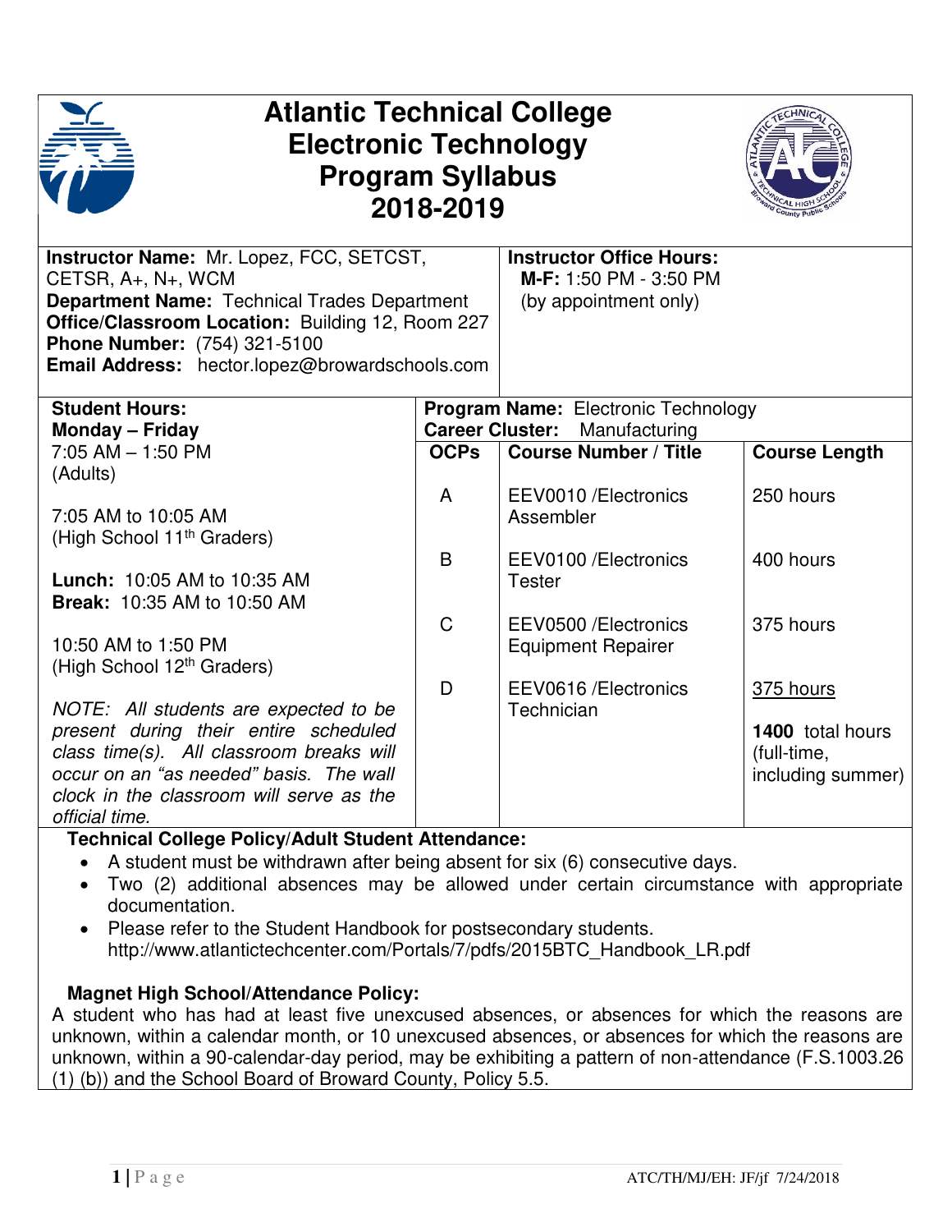# Atlantic Technical College
# Electronic Technology
# Program Syllabus
# 2018-2019

| | |
|---|---|
| **Instructor Name:** Mr. Lopez, FCC, SETCST, CETSR, A+, N+, WCM<br>**Department Name:** Technical Trades Department<br>**Office/Classroom Location:** Building 12, Room 227<br>**Phone Number:** (754) 321-5100<br>**Email Address:** hector.lopez@browardschools.com | **Instructor Office Hours:**<br>**M-F:** 1:50 PM - 3:50 PM<br>(by appointment only) |

**Student Hours:**
**Monday – Friday**
7:05 AM – 1:50 PM
(Adults)

7:05 AM to 10:05 AM
(High School 11th Graders)

**Lunch:** 10:05 AM to 10:35 AM
**Break:** 10:35 AM to 10:50 AM

10:50 AM to 1:50 PM
(High School 12th Graders)

*NOTE: All students are expected to be present during their entire scheduled class time(s). All classroom breaks will occur on an "as needed" basis. The wall clock in the classroom will serve as the official time.*

**Program Name:** Electronic Technology
**Career Cluster:** Manufacturing

| OCPs | Course Number / Title | Course Length |
|---|---|---|
| A | EEV0010 /Electronics Assembler | 250 hours |
| B | EEV0100 /Electronics Tester | 400 hours |
| C | EEV0500 /Electronics Equipment Repairer | 375 hours |
| D | EEV0616 /Electronics Technician | 375 hours |
| | | **1400** total hours (full-time, including summer) |

**Technical College Policy/Adult Student Attendance:**

- A student must be withdrawn after being absent for six (6) consecutive days.
- Two (2) additional absences may be allowed under certain circumstance with appropriate documentation.
- Please refer to the Student Handbook for postsecondary students. http://www.atlantictechcenter.com/Portals/7/pdfs/2015BTC_Handbook_LR.pdf

**Magnet High School/Attendance Policy:**

A student who has had at least five unexcused absences, or absences for which the reasons are unknown, within a calendar month, or 10 unexcused absences, or absences for which the reasons are unknown, within a 90-calendar-day period, may be exhibiting a pattern of non-attendance (F.S.1003.26 (1) (b)) and the School Board of Broward County, Policy 5.5.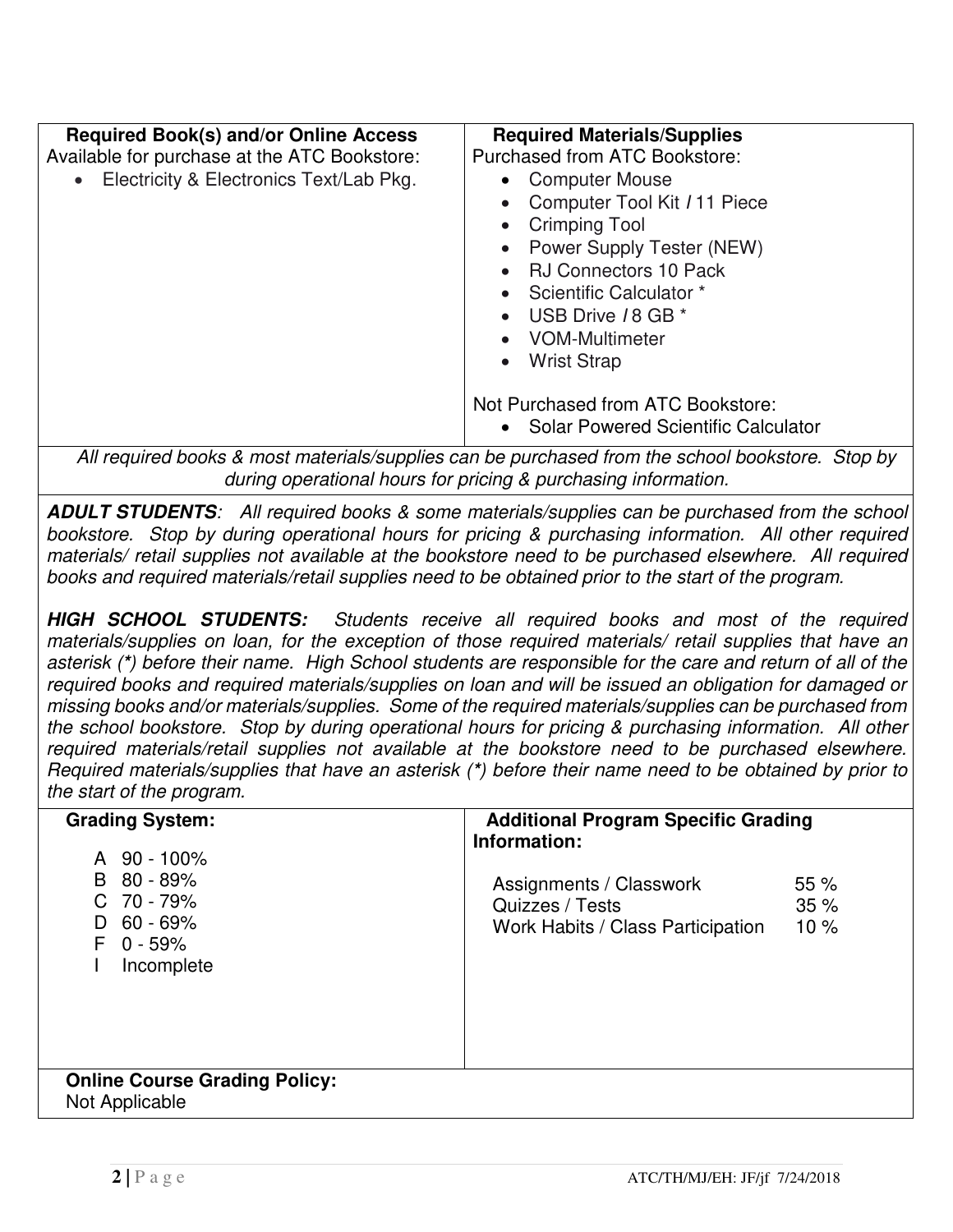**Required Book(s) and/or Online Access**

Available for purchase at the ATC Bookstore:

- Electricity & Electronics Text/Lab Pkg.

**Required Materials/Supplies**

Purchased from ATC Bookstore:

- Computer Mouse
- Computer Tool Kit / 11 Piece
- Crimping Tool
- Power Supply Tester (NEW)
- RJ Connectors 10 Pack
- Scientific Calculator *
- USB Drive / 8 GB *
- VOM-Multimeter
- Wrist Strap

Not Purchased from ATC Bookstore:

- Solar Powered Scientific Calculator

*All required books & most materials/supplies can be purchased from the school bookstore. Stop by during operational hours for pricing & purchasing information.*

***ADULT STUDENTS****: All required books & some materials/supplies can be purchased from the school bookstore. Stop by during operational hours for pricing & purchasing information. All other required materials/ retail supplies not available at the bookstore need to be purchased elsewhere. All required books and required materials/retail supplies need to be obtained prior to the start of the program.*

***HIGH SCHOOL STUDENTS:*** *Students receive all required books and most of the required materials/supplies on loan, for the exception of those required materials/ retail supplies that have an asterisk (*) before their name. High School students are responsible for the care and return of all of the required books and required materials/supplies on loan and will be issued an obligation for damaged or missing books and/or materials/supplies. Some of the required materials/supplies can be purchased from the school bookstore. Stop by during operational hours for pricing & purchasing information. All other required materials/retail supplies not available at the bookstore need to be purchased elsewhere. Required materials/supplies that have an asterisk (*) before their name need to be obtained by prior to the start of the program.*

**Grading System:**

| Grade | Range |
|---|---|
| A | 90 - 100% |
| B | 80 - 89% |
| C | 70 - 79% |
| D | 60 - 69% |
| F | 0 - 59% |
| I | Incomplete |

**Additional Program Specific Grading Information:**

| Category | Weight |
|---|---|
| Assignments / Classwork | 55 % |
| Quizzes / Tests | 35 % |
| Work Habits / Class Participation | 10 % |

**Online Course Grading Policy:**

Not Applicable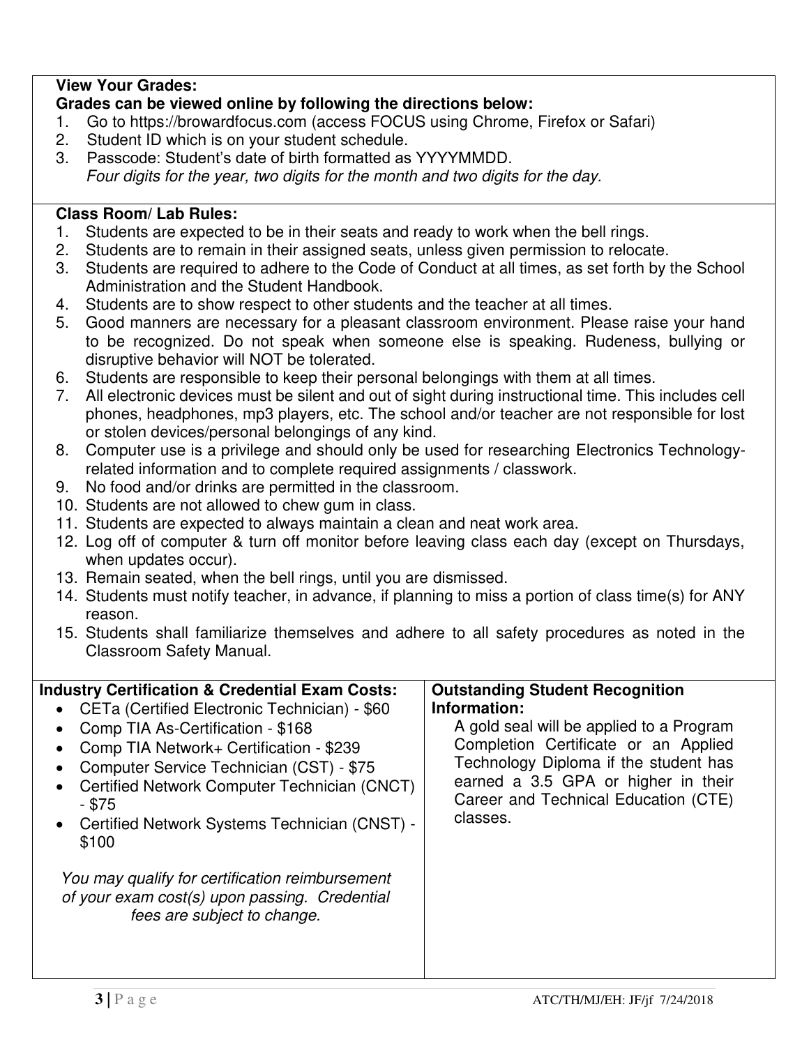**View Your Grades:**

**Grades can be viewed online by following the directions below:**

1. Go to https://browardfocus.com (access FOCUS using Chrome, Firefox or Safari)
2. Student ID which is on your student schedule.
3. Passcode: Student's date of birth formatted as YYYYMMDD.
   *Four digits for the year, two digits for the month and two digits for the day.*

**Class Room/ Lab Rules:**

1. Students are expected to be in their seats and ready to work when the bell rings.
2. Students are to remain in their assigned seats, unless given permission to relocate.
3. Students are required to adhere to the Code of Conduct at all times, as set forth by the School Administration and the Student Handbook.
4. Students are to show respect to other students and the teacher at all times.
5. Good manners are necessary for a pleasant classroom environment. Please raise your hand to be recognized. Do not speak when someone else is speaking. Rudeness, bullying or disruptive behavior will NOT be tolerated.
6. Students are responsible to keep their personal belongings with them at all times.
7. All electronic devices must be silent and out of sight during instructional time. This includes cell phones, headphones, mp3 players, etc. The school and/or teacher are not responsible for lost or stolen devices/personal belongings of any kind.
8. Computer use is a privilege and should only be used for researching Electronics Technology-related information and to complete required assignments / classwork.
9. No food and/or drinks are permitted in the classroom.
10. Students are not allowed to chew gum in class.
11. Students are expected to always maintain a clean and neat work area.
12. Log off of computer & turn off monitor before leaving class each day (except on Thursdays, when updates occur).
13. Remain seated, when the bell rings, until you are dismissed.
14. Students must notify teacher, in advance, if planning to miss a portion of class time(s) for ANY reason.
15. Students shall familiarize themselves and adhere to all safety procedures as noted in the Classroom Safety Manual.

**Industry Certification & Credential Exam Costs:**

- CETa (Certified Electronic Technician) - $60
- Comp TIA As-Certification - $168
- Comp TIA Network+ Certification - $239
- Computer Service Technician (CST) - $75
- Certified Network Computer Technician (CNCT) - $75
- Certified Network Systems Technician (CNST) - $100

*You may qualify for certification reimbursement of your exam cost(s) upon passing. Credential fees are subject to change.*

**Outstanding Student Recognition Information:**

A gold seal will be applied to a Program Completion Certificate or an Applied Technology Diploma if the student has earned a 3.5 GPA or higher in their Career and Technical Education (CTE) classes.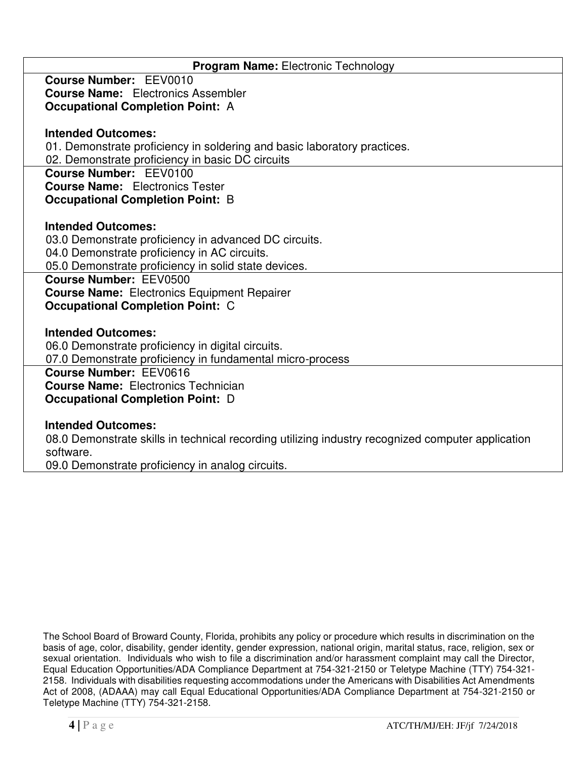**Program Name:** Electronic Technology

**Course Number:** EEV0010
**Course Name:** Electronics Assembler
**Occupational Completion Point:** A

**Intended Outcomes:**
01. Demonstrate proficiency in soldering and basic laboratory practices.
02. Demonstrate proficiency in basic DC circuits

**Course Number:** EEV0100
**Course Name:** Electronics Tester
**Occupational Completion Point:** B

**Intended Outcomes:**
03.0 Demonstrate proficiency in advanced DC circuits.
04.0 Demonstrate proficiency in AC circuits.
05.0 Demonstrate proficiency in solid state devices.

**Course Number:** EEV0500
**Course Name:** Electronics Equipment Repairer
**Occupational Completion Point:** C

**Intended Outcomes:**
06.0 Demonstrate proficiency in digital circuits.
07.0 Demonstrate proficiency in fundamental micro-process

**Course Number:** EEV0616
**Course Name:** Electronics Technician
**Occupational Completion Point:** D

**Intended Outcomes:**
08.0 Demonstrate skills in technical recording utilizing industry recognized computer application software.
09.0 Demonstrate proficiency in analog circuits.

The School Board of Broward County, Florida, prohibits any policy or procedure which results in discrimination on the basis of age, color, disability, gender identity, gender expression, national origin, marital status, race, religion, sex or sexual orientation. Individuals who wish to file a discrimination and/or harassment complaint may call the Director, Equal Education Opportunities/ADA Compliance Department at 754-321-2150 or Teletype Machine (TTY) 754-321-2158. Individuals with disabilities requesting accommodations under the Americans with Disabilities Act Amendments Act of 2008, (ADAAA) may call Equal Educational Opportunities/ADA Compliance Department at 754-321-2150 or Teletype Machine (TTY) 754-321-2158.

ATC/TH/MJ/EH: JF/jf 7/24/2018